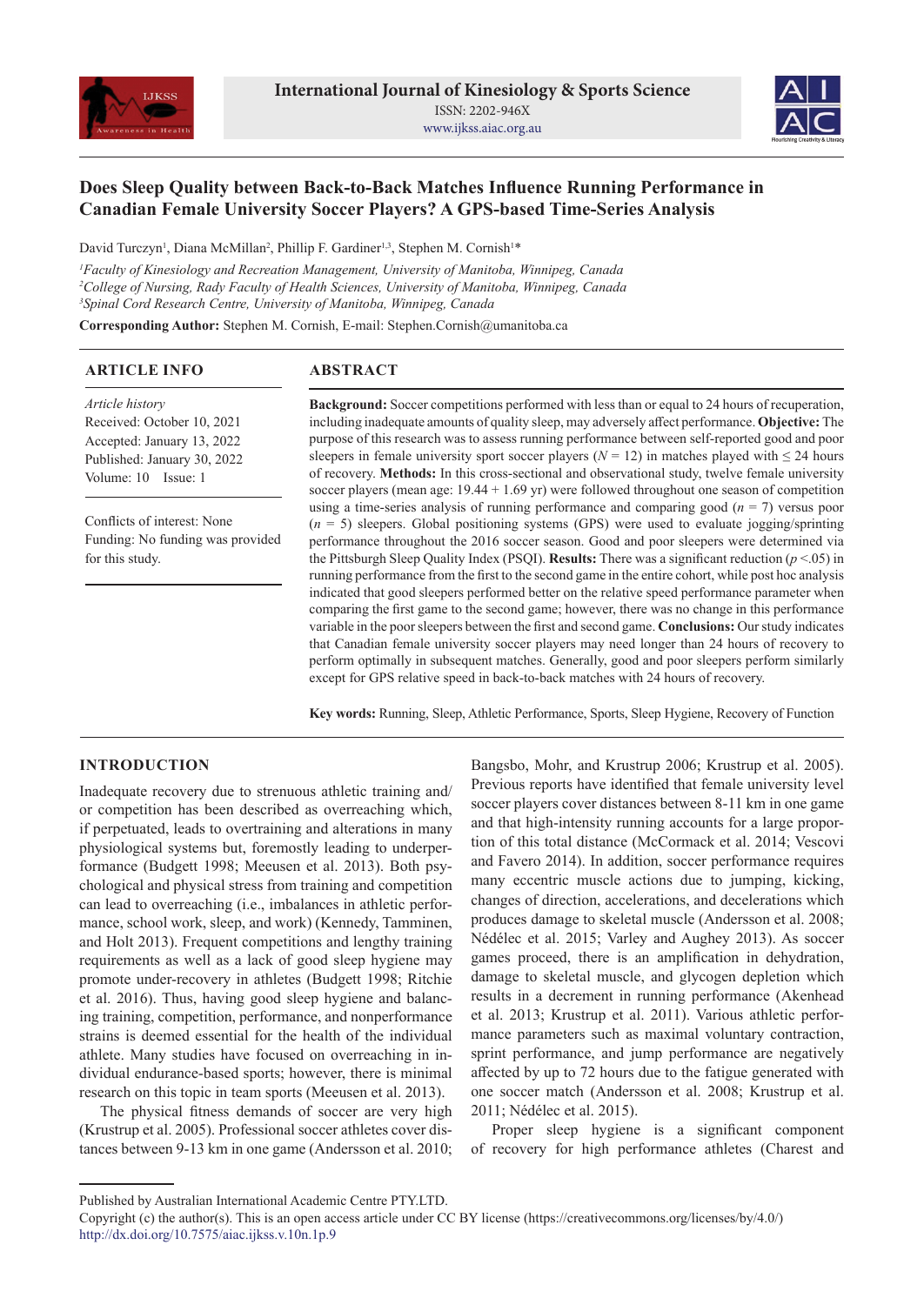# Does Sleep Quality between Back-to-Back Matches Influence Running Performance in Canadian Female University Soccer Players? A GPS-based Time-Series Analysis

David Turczyn[1], Diana McMillan[2], Phillip F. Gardiner[1,3], Stephen M. Cornish[1]*

[1]*Faculty of Kinesiology and Recreation Management, University of Manitoba, Winnipeg, Canada*
[2]*College of Nursing, Rady Faculty of Health Sciences, University of Manitoba, Winnipeg, Canada*
[3]*Spinal Cord Research Centre, University of Manitoba, Winnipeg, Canada*

**Corresponding Author:** Stephen M. Cornish, E-mail: Stephen.Cornish@umanitoba.ca

## ARTICLE INFO

*Article history*
Received: October 10, 2021
Accepted: January 13, 2022
Published: January 30, 2022
Volume: 10 Issue: 1

Conflicts of interest: None
Funding: No funding was provided for this study.

## ABSTRACT

**Background:** Soccer competitions performed with less than or equal to 24 hours of recuperation, including inadequate amounts of quality sleep, may adversely affect performance. **Objective:** The purpose of this research was to assess running performance between self-reported good and poor sleepers in female university sport soccer players ($N = 12$) in matches played with $\leq$ 24 hours of recovery. **Methods:** In this cross-sectional and observational study, twelve female university soccer players (mean age: 19.44 + 1.69 yr) were followed throughout one season of competition using a time-series analysis of running performance and comparing good ($n = 7$) versus poor ($n = 5$) sleepers. Global positioning systems (GPS) were used to evaluate jogging/sprinting performance throughout the 2016 soccer season. Good and poor sleepers were determined via the Pittsburgh Sleep Quality Index (PSQI). **Results:** There was a significant reduction ($p < .05$) in running performance from the first to the second game in the entire cohort, while post hoc analysis indicated that good sleepers performed better on the relative speed performance parameter when comparing the first game to the second game; however, there was no change in this performance variable in the poor sleepers between the first and second game. **Conclusions:** Our study indicates that Canadian female university soccer players may need longer than 24 hours of recovery to perform optimally in subsequent matches. Generally, good and poor sleepers perform similarly except for GPS relative speed in back-to-back matches with 24 hours of recovery.

**Key words:** Running, Sleep, Athletic Performance, Sports, Sleep Hygiene, Recovery of Function

## INTRODUCTION

Inadequate recovery due to strenuous athletic training and/or competition has been described as overreaching which, if perpetuated, leads to overtraining and alterations in many physiological systems but, foremostly leading to underperformance (Budgett 1998; Meeusen et al. 2013). Both psychological and physical stress from training and competition can lead to overreaching (i.e., imbalances in athletic performance, school work, sleep, and work) (Kennedy, Tamminen, and Holt 2013). Frequent competitions and lengthy training requirements as well as a lack of good sleep hygiene may promote under-recovery in athletes (Budgett 1998; Ritchie et al. 2016). Thus, having good sleep hygiene and balancing training, competition, performance, and nonperformance strains is deemed essential for the health of the individual athlete. Many studies have focused on overreaching in individual endurance-based sports; however, there is minimal research on this topic in team sports (Meeusen et al. 2013).

The physical fitness demands of soccer are very high (Krustrup et al. 2005). Professional soccer athletes cover distances between 9-13 km in one game (Andersson et al. 2010; Bangsbo, Mohr, and Krustrup 2006; Krustrup et al. 2005). Previous reports have identified that female university level soccer players cover distances between 8-11 km in one game and that high-intensity running accounts for a large proportion of this total distance (McCormack et al. 2014; Vescovi and Favero 2014). In addition, soccer performance requires many eccentric muscle actions due to jumping, kicking, changes of direction, accelerations, and decelerations which produces damage to skeletal muscle (Andersson et al. 2008; Nédélec et al. 2015; Varley and Aughey 2013). As soccer games proceed, there is an amplification in dehydration, damage to skeletal muscle, and glycogen depletion which results in a decrement in running performance (Akenhead et al. 2013; Krustrup et al. 2011). Various athletic performance parameters such as maximal voluntary contraction, sprint performance, and jump performance are negatively affected by up to 72 hours due to the fatigue generated with one soccer match (Andersson et al. 2008; Krustrup et al. 2011; Nédélec et al. 2015).

Proper sleep hygiene is a significant component of recovery for high performance athletes (Charest and

Published by Australian International Academic Centre PTY.LTD.
Copyright (c) the author(s). This is an open access article under CC BY license (https://creativecommons.org/licenses/by/4.0/)
http://dx.doi.org/10.7575/aiac.ijkss.v.10n.1p.9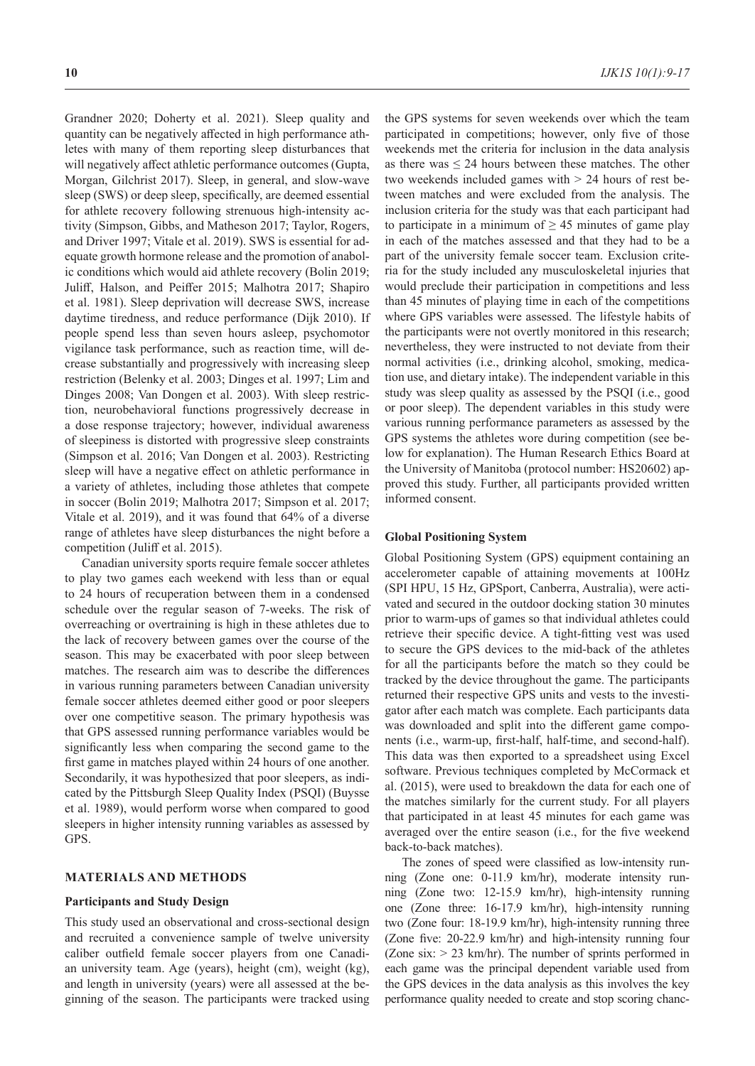Grandner 2020; Doherty et al. 2021). Sleep quality and quantity can be negatively affected in high performance athletes with many of them reporting sleep disturbances that will negatively affect athletic performance outcomes (Gupta, Morgan, Gilchrist 2017). Sleep, in general, and slow-wave sleep (SWS) or deep sleep, specifically, are deemed essential for athlete recovery following strenuous high-intensity activity (Simpson, Gibbs, and Matheson 2017; Taylor, Rogers, and Driver 1997; Vitale et al. 2019). SWS is essential for adequate growth hormone release and the promotion of anabolic conditions which would aid athlete recovery (Bolin 2019; Juliff, Halson, and Peiffer 2015; Malhotra 2017; Shapiro et al. 1981). Sleep deprivation will decrease SWS, increase daytime tiredness, and reduce performance (Dijk 2010). If people spend less than seven hours asleep, psychomotor vigilance task performance, such as reaction time, will decrease substantially and progressively with increasing sleep restriction (Belenky et al. 2003; Dinges et al. 1997; Lim and Dinges 2008; Van Dongen et al. 2003). With sleep restriction, neurobehavioral functions progressively decrease in a dose response trajectory; however, individual awareness of sleepiness is distorted with progressive sleep constraints (Simpson et al. 2016; Van Dongen et al. 2003). Restricting sleep will have a negative effect on athletic performance in a variety of athletes, including those athletes that compete in soccer (Bolin 2019; Malhotra 2017; Simpson et al. 2017; Vitale et al. 2019), and it was found that 64% of a diverse range of athletes have sleep disturbances the night before a competition (Juliff et al. 2015).

Canadian university sports require female soccer athletes to play two games each weekend with less than or equal to 24 hours of recuperation between them in a condensed schedule over the regular season of 7-weeks. The risk of overreaching or overtraining is high in these athletes due to the lack of recovery between games over the course of the season. This may be exacerbated with poor sleep between matches. The research aim was to describe the differences in various running parameters between Canadian university female soccer athletes deemed either good or poor sleepers over one competitive season. The primary hypothesis was that GPS assessed running performance variables would be significantly less when comparing the second game to the first game in matches played within 24 hours of one another. Secondarily, it was hypothesized that poor sleepers, as indicated by the Pittsburgh Sleep Quality Index (PSQI) (Buysse et al. 1989), would perform worse when compared to good sleepers in higher intensity running variables as assessed by GPS.

## MATERIALS AND METHODS

### Participants and Study Design

This study used an observational and cross-sectional design and recruited a convenience sample of twelve university caliber outfield female soccer players from one Canadian university team. Age (years), height (cm), weight (kg), and length in university (years) were all assessed at the beginning of the season. The participants were tracked using the GPS systems for seven weekends over which the team participated in competitions; however, only five of those weekends met the criteria for inclusion in the data analysis as there was ≤ 24 hours between these matches. The other two weekends included games with > 24 hours of rest between matches and were excluded from the analysis. The inclusion criteria for the study was that each participant had to participate in a minimum of ≥ 45 minutes of game play in each of the matches assessed and that they had to be a part of the university female soccer team. Exclusion criteria for the study included any musculoskeletal injuries that would preclude their participation in competitions and less than 45 minutes of playing time in each of the competitions where GPS variables were assessed. The lifestyle habits of the participants were not overtly monitored in this research; nevertheless, they were instructed to not deviate from their normal activities (i.e., drinking alcohol, smoking, medication use, and dietary intake). The independent variable in this study was sleep quality as assessed by the PSQI (i.e., good or poor sleep). The dependent variables in this study were various running performance parameters as assessed by the GPS systems the athletes wore during competition (see below for explanation). The Human Research Ethics Board at the University of Manitoba (protocol number: HS20602) approved this study. Further, all participants provided written informed consent.

### Global Positioning System

Global Positioning System (GPS) equipment containing an accelerometer capable of attaining movements at 100Hz (SPI HPU, 15 Hz, GPSport, Canberra, Australia), were activated and secured in the outdoor docking station 30 minutes prior to warm-ups of games so that individual athletes could retrieve their specific device. A tight-fitting vest was used to secure the GPS devices to the mid-back of the athletes for all the participants before the match so they could be tracked by the device throughout the game. The participants returned their respective GPS units and vests to the investigator after each match was complete. Each participants data was downloaded and split into the different game components (i.e., warm-up, first-half, half-time, and second-half). This data was then exported to a spreadsheet using Excel software. Previous techniques completed by McCormack et al. (2015), were used to breakdown the data for each one of the matches similarly for the current study. For all players that participated in at least 45 minutes for each game was averaged over the entire season (i.e., for the five weekend back-to-back matches).

The zones of speed were classified as low-intensity running (Zone one: 0-11.9 km/hr), moderate intensity running (Zone two: 12-15.9 km/hr), high-intensity running one (Zone three: 16-17.9 km/hr), high-intensity running two (Zone four: 18-19.9 km/hr), high-intensity running three (Zone five: 20-22.9 km/hr) and high-intensity running four (Zone six: > 23 km/hr). The number of sprints performed in each game was the principal dependent variable used from the GPS devices in the data analysis as this involves the key performance quality needed to create and stop scoring chanc-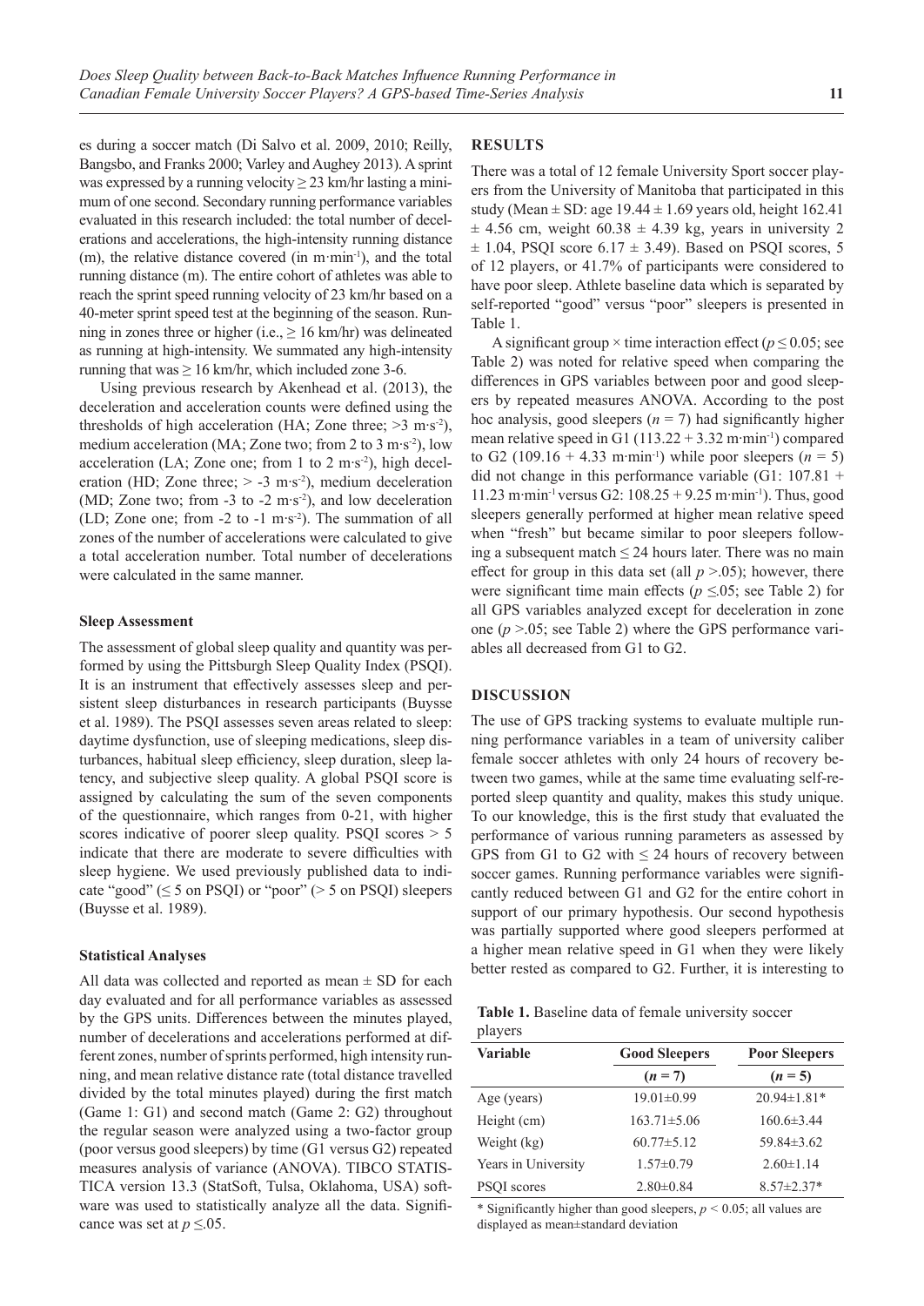es during a soccer match (Di Salvo et al. 2009, 2010; Reilly, Bangsbo, and Franks 2000; Varley and Aughey 2013). A sprint was expressed by a running velocity ≥ 23 km/hr lasting a minimum of one second. Secondary running performance variables evaluated in this research included: the total number of decelerations and accelerations, the high-intensity running distance (m), the relative distance covered (in m·min$^{-1}$), and the total running distance (m). The entire cohort of athletes was able to reach the sprint speed running velocity of 23 km/hr based on a 40-meter sprint speed test at the beginning of the season. Running in zones three or higher (i.e., ≥ 16 km/hr) was delineated as running at high-intensity. We summated any high-intensity running that was ≥ 16 km/hr, which included zone 3-6.

Using previous research by Akenhead et al. (2013), the deceleration and acceleration counts were defined using the thresholds of high acceleration (HA; Zone three; >3 m·s$^{-2}$), medium acceleration (MA; Zone two; from 2 to 3 m·s$^{-2}$), low acceleration (LA; Zone one; from 1 to 2 m·s$^{-2}$), high deceleration (HD; Zone three; > -3 m·s$^{-2}$), medium deceleration (MD; Zone two; from -3 to -2 m·s$^{-2}$), and low deceleration (LD; Zone one; from -2 to -1 m·s$^{-2}$). The summation of all zones of the number of accelerations were calculated to give a total acceleration number. Total number of decelerations were calculated in the same manner.

### Sleep Assessment

The assessment of global sleep quality and quantity was performed by using the Pittsburgh Sleep Quality Index (PSQI). It is an instrument that effectively assesses sleep and persistent sleep disturbances in research participants (Buysse et al. 1989). The PSQI assesses seven areas related to sleep: daytime dysfunction, use of sleeping medications, sleep disturbances, habitual sleep efficiency, sleep duration, sleep latency, and subjective sleep quality. A global PSQI score is assigned by calculating the sum of the seven components of the questionnaire, which ranges from 0-21, with higher scores indicative of poorer sleep quality. PSQI scores > 5 indicate that there are moderate to severe difficulties with sleep hygiene. We used previously published data to indicate "good" (≤ 5 on PSQI) or "poor" (> 5 on PSQI) sleepers (Buysse et al. 1989).

### Statistical Analyses

All data was collected and reported as mean ± SD for each day evaluated and for all performance variables as assessed by the GPS units. Differences between the minutes played, number of decelerations and accelerations performed at different zones, number of sprints performed, high intensity running, and mean relative distance rate (total distance travelled divided by the total minutes played) during the first match (Game 1: G1) and second match (Game 2: G2) throughout the regular season were analyzed using a two-factor group (poor versus good sleepers) by time (G1 versus G2) repeated measures analysis of variance (ANOVA). TIBCO STATISTICA version 13.3 (StatSoft, Tulsa, Oklahoma, USA) software was used to statistically analyze all the data. Significance was set at $p \leq .05$.

## RESULTS

There was a total of 12 female University Sport soccer players from the University of Manitoba that participated in this study (Mean ± SD: age 19.44 ± 1.69 years old, height 162.41 ± 4.56 cm, weight 60.38 ± 4.39 kg, years in university 2 ± 1.04, PSQI score 6.17 ± 3.49). Based on PSQI scores, 5 of 12 players, or 41.7% of participants were considered to have poor sleep. Athlete baseline data which is separated by self-reported "good" versus "poor" sleepers is presented in Table 1.

A significant group × time interaction effect ($p \leq 0.05$; see Table 2) was noted for relative speed when comparing the differences in GPS variables between poor and good sleepers by repeated measures ANOVA. According to the post hoc analysis, good sleepers ($n = 7$) had significantly higher mean relative speed in G1 (113.22 + 3.32 m·min$^{-1}$) compared to G2 (109.16 + 4.33 m·min$^{-1}$) while poor sleepers ($n = 5$) did not change in this performance variable (G1: 107.81 + 11.23 m·min$^{-1}$ versus G2: 108.25 + 9.25 m·min$^{-1}$). Thus, good sleepers generally performed at higher mean relative speed when "fresh" but became similar to poor sleepers following a subsequent match ≤ 24 hours later. There was no main effect for group in this data set (all $p > .05$); however, there were significant time main effects ($p \leq .05$; see Table 2) for all GPS variables analyzed except for deceleration in zone one ($p > .05$; see Table 2) where the GPS performance variables all decreased from G1 to G2.

## DISCUSSION

The use of GPS tracking systems to evaluate multiple running performance variables in a team of university caliber female soccer athletes with only 24 hours of recovery between two games, while at the same time evaluating self-reported sleep quantity and quality, makes this study unique. To our knowledge, this is the first study that evaluated the performance of various running parameters as assessed by GPS from G1 to G2 with ≤ 24 hours of recovery between soccer games. Running performance variables were significantly reduced between G1 and G2 for the entire cohort in support of our primary hypothesis. Our second hypothesis was partially supported where good sleepers performed at a higher mean relative speed in G1 when they were likely better rested as compared to G2. Further, it is interesting to

**Table 1.** Baseline data of female university soccer players

| Variable | Good Sleepers ($n = 7$) | Poor Sleepers ($n = 5$) |
|---|---|---|
| Age (years) | 19.01±0.99 | 20.94±1.81* |
| Height (cm) | 163.71±5.06 | 160.6±3.44 |
| Weight (kg) | 60.77±5.12 | 59.84±3.62 |
| Years in University | 1.57±0.79 | 2.60±1.14 |
| PSQI scores | 2.80±0.84 | 8.57±2.37* |

* Significantly higher than good sleepers, $p < 0.05$; all values are displayed as mean±standard deviation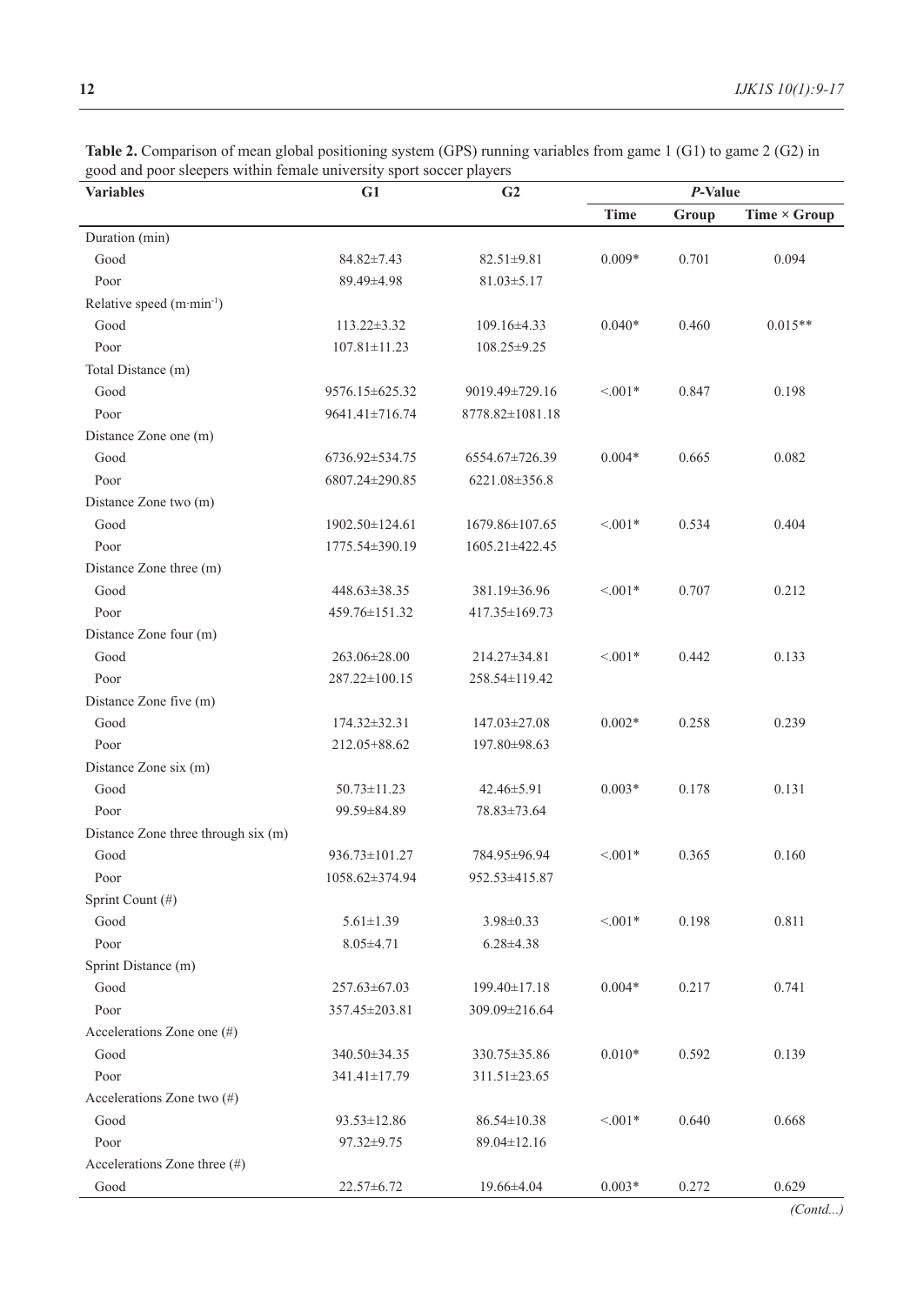**Table 2.** Comparison of mean global positioning system (GPS) running variables from game 1 (G1) to game 2 (G2) in good and poor sleepers within female university sport soccer players

| Variables | G1 | G2 | *P*-Value | | |
|---|---|---|---|---|---|
| | | | Time | Group | Time × Group |
| Duration (min) | | | | | |
| Good | 84.82±7.43 | 82.51±9.81 | 0.009* | 0.701 | 0.094 |
| Poor | 89.49±4.98 | 81.03±5.17 | | | |
| Relative speed (m·min$^{-1}$) | | | | | |
| Good | 113.22±3.32 | 109.16±4.33 | 0.040* | 0.460 | 0.015** |
| Poor | 107.81±11.23 | 108.25±9.25 | | | |
| Total Distance (m) | | | | | |
| Good | 9576.15±625.32 | 9019.49±729.16 | <.001* | 0.847 | 0.198 |
| Poor | 9641.41±716.74 | 8778.82±1081.18 | | | |
| Distance Zone one (m) | | | | | |
| Good | 6736.92±534.75 | 6554.67±726.39 | 0.004* | 0.665 | 0.082 |
| Poor | 6807.24±290.85 | 6221.08±356.8 | | | |
| Distance Zone two (m) | | | | | |
| Good | 1902.50±124.61 | 1679.86±107.65 | <.001* | 0.534 | 0.404 |
| Poor | 1775.54±390.19 | 1605.21±422.45 | | | |
| Distance Zone three (m) | | | | | |
| Good | 448.63±38.35 | 381.19±36.96 | <.001* | 0.707 | 0.212 |
| Poor | 459.76±151.32 | 417.35±169.73 | | | |
| Distance Zone four (m) | | | | | |
| Good | 263.06±28.00 | 214.27±34.81 | <.001* | 0.442 | 0.133 |
| Poor | 287.22±100.15 | 258.54±119.42 | | | |
| Distance Zone five (m) | | | | | |
| Good | 174.32±32.31 | 147.03±27.08 | 0.002* | 0.258 | 0.239 |
| Poor | 212.05+88.62 | 197.80±98.63 | | | |
| Distance Zone six (m) | | | | | |
| Good | 50.73±11.23 | 42.46±5.91 | 0.003* | 0.178 | 0.131 |
| Poor | 99.59±84.89 | 78.83±73.64 | | | |
| Distance Zone three through six (m) | | | | | |
| Good | 936.73±101.27 | 784.95±96.94 | <.001* | 0.365 | 0.160 |
| Poor | 1058.62±374.94 | 952.53±415.87 | | | |
| Sprint Count (#) | | | | | |
| Good | 5.61±1.39 | 3.98±0.33 | <.001* | 0.198 | 0.811 |
| Poor | 8.05±4.71 | 6.28±4.38 | | | |
| Sprint Distance (m) | | | | | |
| Good | 257.63±67.03 | 199.40±17.18 | 0.004* | 0.217 | 0.741 |
| Poor | 357.45±203.81 | 309.09±216.64 | | | |
| Accelerations Zone one (#) | | | | | |
| Good | 340.50±34.35 | 330.75±35.86 | 0.010* | 0.592 | 0.139 |
| Poor | 341.41±17.79 | 311.51±23.65 | | | |
| Accelerations Zone two (#) | | | | | |
| Good | 93.53±12.86 | 86.54±10.38 | <.001* | 0.640 | 0.668 |
| Poor | 97.32±9.75 | 89.04±12.16 | | | |
| Accelerations Zone three (#) | | | | | |
| Good | 22.57±6.72 | 19.66±4.04 | 0.003* | 0.272 | 0.629 |

*(Contd...)*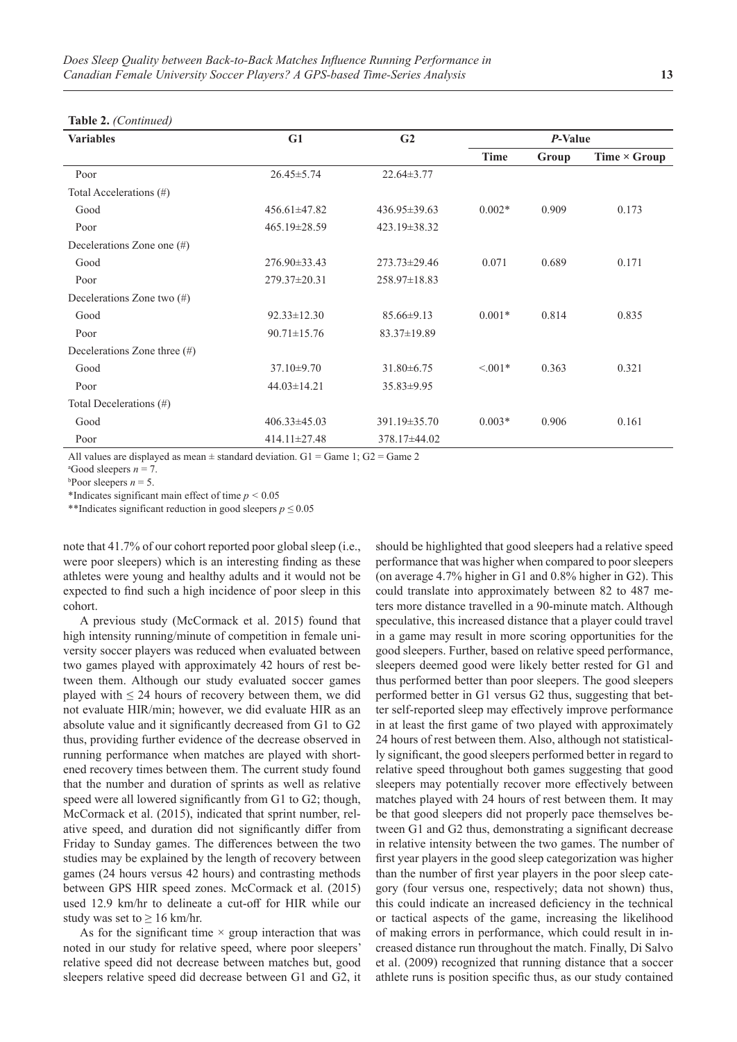**Table 2.** *(Continued)*

| Variables | G1 | G2 | *P*-Value | | |
|---|---|---|---|---|---|
| | | | Time | Group | Time × Group |
| Poor | 26.45±5.74 | 22.64±3.77 | | | |
| Total Accelerations (#) | | | | | |
| Good | 456.61±47.82 | 436.95±39.63 | 0.002* | 0.909 | 0.173 |
| Poor | 465.19±28.59 | 423.19±38.32 | | | |
| Decelerations Zone one (#) | | | | | |
| Good | 276.90±33.43 | 273.73±29.46 | 0.071 | 0.689 | 0.171 |
| Poor | 279.37±20.31 | 258.97±18.83 | | | |
| Decelerations Zone two (#) | | | | | |
| Good | 92.33±12.30 | 85.66±9.13 | 0.001* | 0.814 | 0.835 |
| Poor | 90.71±15.76 | 83.37±19.89 | | | |
| Decelerations Zone three (#) | | | | | |
| Good | 37.10±9.70 | 31.80±6.75 | <.001* | 0.363 | 0.321 |
| Poor | 44.03±14.21 | 35.83±9.95 | | | |
| Total Decelerations (#) | | | | | |
| Good | 406.33±45.03 | 391.19±35.70 | 0.003* | 0.906 | 0.161 |
| Poor | 414.11±27.48 | 378.17±44.02 | | | |

All values are displayed as mean ± standard deviation. G1 = Game 1; G2 = Game 2

[a]Good sleepers $n = 7$.

[b]Poor sleepers $n = 5$.

*Indicates significant main effect of time $p < 0.05$

**Indicates significant reduction in good sleepers $p \leq 0.05$

note that 41.7% of our cohort reported poor global sleep (i.e., were poor sleepers) which is an interesting finding as these athletes were young and healthy adults and it would not be expected to find such a high incidence of poor sleep in this cohort.

A previous study (McCormack et al. 2015) found that high intensity running/minute of competition in female university soccer players was reduced when evaluated between two games played with approximately 42 hours of rest between them. Although our study evaluated soccer games played with ≤ 24 hours of recovery between them, we did not evaluate HIR/min; however, we did evaluate HIR as an absolute value and it significantly decreased from G1 to G2 thus, providing further evidence of the decrease observed in running performance when matches are played with shortened recovery times between them. The current study found that the number and duration of sprints as well as relative speed were all lowered significantly from G1 to G2; though, McCormack et al. (2015), indicated that sprint number, relative speed, and duration did not significantly differ from Friday to Sunday games. The differences between the two studies may be explained by the length of recovery between games (24 hours versus 42 hours) and contrasting methods between GPS HIR speed zones. McCormack et al. (2015) used 12.9 km/hr to delineate a cut-off for HIR while our study was set to ≥ 16 km/hr.

As for the significant time × group interaction that was noted in our study for relative speed, where poor sleepers' relative speed did not decrease between matches but, good sleepers relative speed did decrease between G1 and G2, it should be highlighted that good sleepers had a relative speed performance that was higher when compared to poor sleepers (on average 4.7% higher in G1 and 0.8% higher in G2). This could translate into approximately between 82 to 487 meters more distance travelled in a 90-minute match. Although speculative, this increased distance that a player could travel in a game may result in more scoring opportunities for the good sleepers. Further, based on relative speed performance, sleepers deemed good were likely better rested for G1 and thus performed better than poor sleepers. The good sleepers performed better in G1 versus G2 thus, suggesting that better self-reported sleep may effectively improve performance in at least the first game of two played with approximately 24 hours of rest between them. Also, although not statistically significant, the good sleepers performed better in regard to relative speed throughout both games suggesting that good sleepers may potentially recover more effectively between matches played with 24 hours of rest between them. It may be that good sleepers did not properly pace themselves between G1 and G2 thus, demonstrating a significant decrease in relative intensity between the two games. The number of first year players in the good sleep categorization was higher than the number of first year players in the poor sleep category (four versus one, respectively; data not shown) thus, this could indicate an increased deficiency in the technical or tactical aspects of the game, increasing the likelihood of making errors in performance, which could result in increased distance run throughout the match. Finally, Di Salvo et al. (2009) recognized that running distance that a soccer athlete runs is position specific thus, as our study contained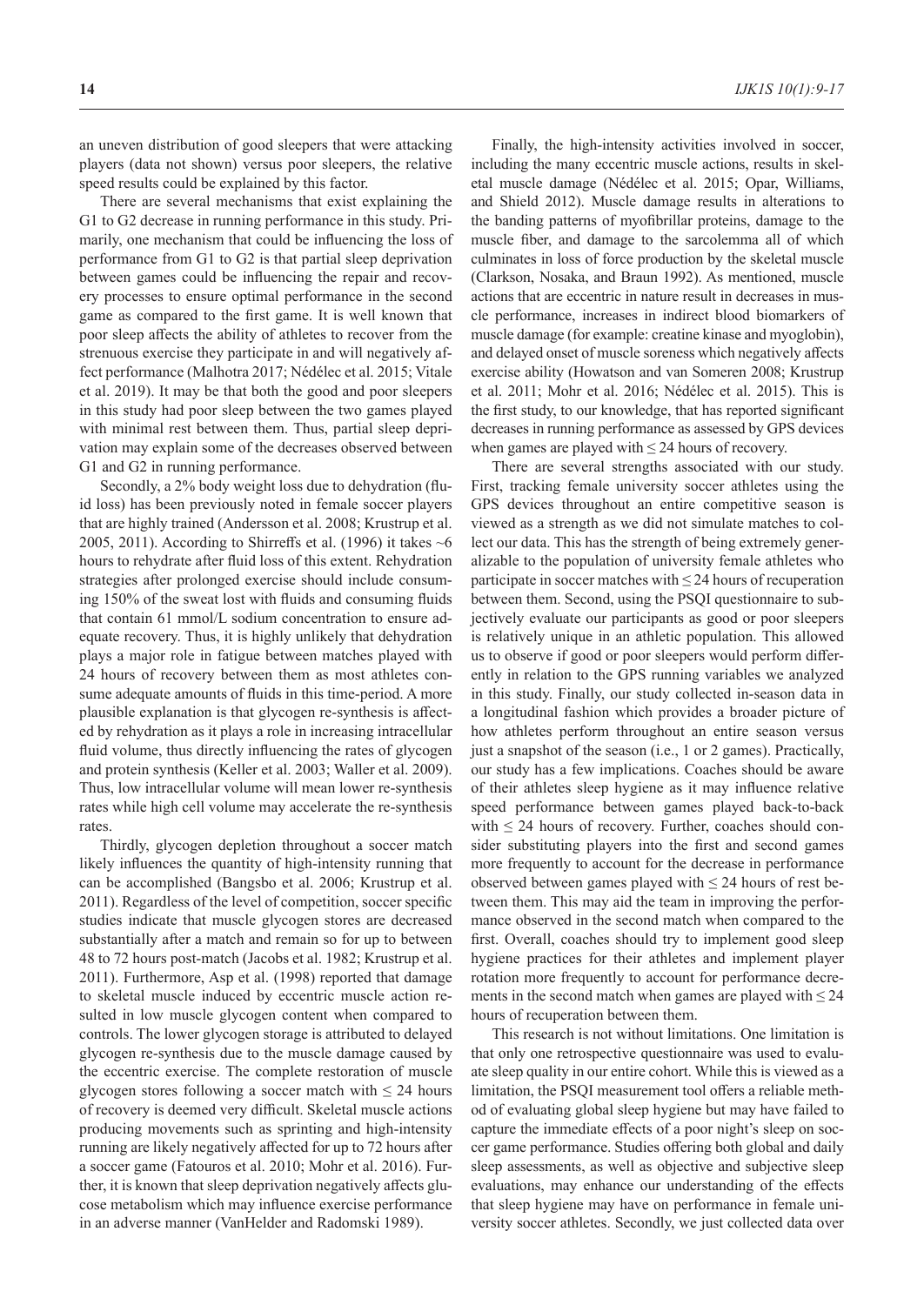an uneven distribution of good sleepers that were attacking players (data not shown) versus poor sleepers, the relative speed results could be explained by this factor.

There are several mechanisms that exist explaining the G1 to G2 decrease in running performance in this study. Primarily, one mechanism that could be influencing the loss of performance from G1 to G2 is that partial sleep deprivation between games could be influencing the repair and recovery processes to ensure optimal performance in the second game as compared to the first game. It is well known that poor sleep affects the ability of athletes to recover from the strenuous exercise they participate in and will negatively affect performance (Malhotra 2017; Nédélec et al. 2015; Vitale et al. 2019). It may be that both the good and poor sleepers in this study had poor sleep between the two games played with minimal rest between them. Thus, partial sleep deprivation may explain some of the decreases observed between G1 and G2 in running performance.

Secondly, a 2% body weight loss due to dehydration (fluid loss) has been previously noted in female soccer players that are highly trained (Andersson et al. 2008; Krustrup et al. 2005, 2011). According to Shirreffs et al. (1996) it takes ~6 hours to rehydrate after fluid loss of this extent. Rehydration strategies after prolonged exercise should include consuming 150% of the sweat lost with fluids and consuming fluids that contain 61 mmol/L sodium concentration to ensure adequate recovery. Thus, it is highly unlikely that dehydration plays a major role in fatigue between matches played with 24 hours of recovery between them as most athletes consume adequate amounts of fluids in this time-period. A more plausible explanation is that glycogen re-synthesis is affected by rehydration as it plays a role in increasing intracellular fluid volume, thus directly influencing the rates of glycogen and protein synthesis (Keller et al. 2003; Waller et al. 2009). Thus, low intracellular volume will mean lower re-synthesis rates while high cell volume may accelerate the re-synthesis rates.

Thirdly, glycogen depletion throughout a soccer match likely influences the quantity of high-intensity running that can be accomplished (Bangsbo et al. 2006; Krustrup et al. 2011). Regardless of the level of competition, soccer specific studies indicate that muscle glycogen stores are decreased substantially after a match and remain so for up to between 48 to 72 hours post-match (Jacobs et al. 1982; Krustrup et al. 2011). Furthermore, Asp et al. (1998) reported that damage to skeletal muscle induced by eccentric muscle action resulted in low muscle glycogen content when compared to controls. The lower glycogen storage is attributed to delayed glycogen re-synthesis due to the muscle damage caused by the eccentric exercise. The complete restoration of muscle glycogen stores following a soccer match with ≤ 24 hours of recovery is deemed very difficult. Skeletal muscle actions producing movements such as sprinting and high-intensity running are likely negatively affected for up to 72 hours after a soccer game (Fatouros et al. 2010; Mohr et al. 2016). Further, it is known that sleep deprivation negatively affects glucose metabolism which may influence exercise performance in an adverse manner (VanHelder and Radomski 1989).

Finally, the high-intensity activities involved in soccer, including the many eccentric muscle actions, results in skeletal muscle damage (Nédélec et al. 2015; Opar, Williams, and Shield 2012). Muscle damage results in alterations to the banding patterns of myofibrillar proteins, damage to the muscle fiber, and damage to the sarcolemma all of which culminates in loss of force production by the skeletal muscle (Clarkson, Nosaka, and Braun 1992). As mentioned, muscle actions that are eccentric in nature result in decreases in muscle performance, increases in indirect blood biomarkers of muscle damage (for example: creatine kinase and myoglobin), and delayed onset of muscle soreness which negatively affects exercise ability (Howatson and van Someren 2008; Krustrup et al. 2011; Mohr et al. 2016; Nédélec et al. 2015). This is the first study, to our knowledge, that has reported significant decreases in running performance as assessed by GPS devices when games are played with ≤ 24 hours of recovery.

There are several strengths associated with our study. First, tracking female university soccer athletes using the GPS devices throughout an entire competitive season is viewed as a strength as we did not simulate matches to collect our data. This has the strength of being extremely generalizable to the population of university female athletes who participate in soccer matches with ≤ 24 hours of recuperation between them. Second, using the PSQI questionnaire to subjectively evaluate our participants as good or poor sleepers is relatively unique in an athletic population. This allowed us to observe if good or poor sleepers would perform differently in relation to the GPS running variables we analyzed in this study. Finally, our study collected in-season data in a longitudinal fashion which provides a broader picture of how athletes perform throughout an entire season versus just a snapshot of the season (i.e., 1 or 2 games). Practically, our study has a few implications. Coaches should be aware of their athletes sleep hygiene as it may influence relative speed performance between games played back-to-back with ≤ 24 hours of recovery. Further, coaches should consider substituting players into the first and second games more frequently to account for the decrease in performance observed between games played with ≤ 24 hours of rest between them. This may aid the team in improving the performance observed in the second match when compared to the first. Overall, coaches should try to implement good sleep hygiene practices for their athletes and implement player rotation more frequently to account for performance decrements in the second match when games are played with ≤ 24 hours of recuperation between them.

This research is not without limitations. One limitation is that only one retrospective questionnaire was used to evaluate sleep quality in our entire cohort. While this is viewed as a limitation, the PSQI measurement tool offers a reliable method of evaluating global sleep hygiene but may have failed to capture the immediate effects of a poor night's sleep on soccer game performance. Studies offering both global and daily sleep assessments, as well as objective and subjective sleep evaluations, may enhance our understanding of the effects that sleep hygiene may have on performance in female university soccer athletes. Secondly, we just collected data over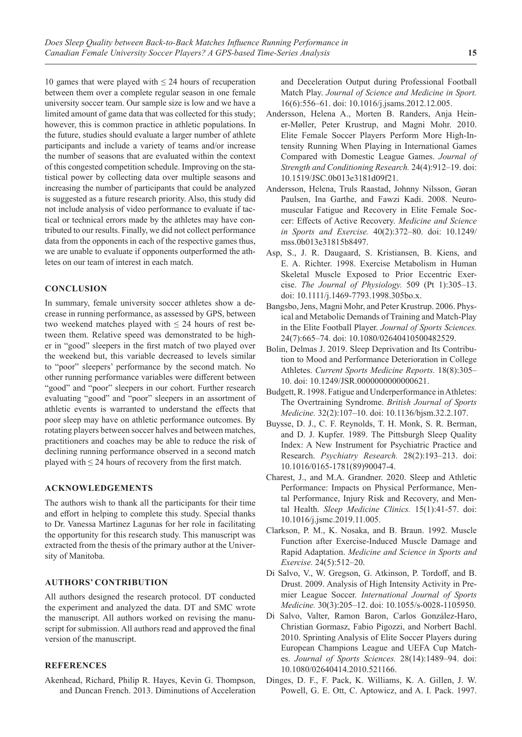10 games that were played with ≤ 24 hours of recuperation between them over a complete regular season in one female university soccer team. Our sample size is low and we have a limited amount of game data that was collected for this study; however, this is common practice in athletic populations. In the future, studies should evaluate a larger number of athlete participants and include a variety of teams and/or increase the number of seasons that are evaluated within the context of this congested competition schedule. Improving on the statistical power by collecting data over multiple seasons and increasing the number of participants that could be analyzed is suggested as a future research priority. Also, this study did not include analysis of video performance to evaluate if tactical or technical errors made by the athletes may have contributed to our results. Finally, we did not collect performance data from the opponents in each of the respective games thus, we are unable to evaluate if opponents outperformed the athletes on our team of interest in each match.

## CONCLUSION

In summary, female university soccer athletes show a decrease in running performance, as assessed by GPS, between two weekend matches played with ≤ 24 hours of rest between them. Relative speed was demonstrated to be higher in "good" sleepers in the first match of two played over the weekend but, this variable decreased to levels similar to "poor" sleepers' performance by the second match. No other running performance variables were different between "good" and "poor" sleepers in our cohort. Further research evaluating "good" and "poor" sleepers in an assortment of athletic events is warranted to understand the effects that poor sleep may have on athletic performance outcomes. By rotating players between soccer halves and between matches, practitioners and coaches may be able to reduce the risk of declining running performance observed in a second match played with ≤ 24 hours of recovery from the first match.

## ACKNOWLEDGEMENTS

The authors wish to thank all the participants for their time and effort in helping to complete this study. Special thanks to Dr. Vanessa Martinez Lagunas for her role in facilitating the opportunity for this research study. This manuscript was extracted from the thesis of the primary author at the University of Manitoba.

## AUTHORS' CONTRIBUTION

All authors designed the research protocol. DT conducted the experiment and analyzed the data. DT and SMC wrote the manuscript. All authors worked on revising the manuscript for submission. All authors read and approved the final version of the manuscript.

## REFERENCES

Akenhead, Richard, Philip R. Hayes, Kevin G. Thompson, and Duncan French. 2013. Diminutions of Acceleration and Deceleration Output during Professional Football Match Play. *Journal of Science and Medicine in Sport.* 16(6):556–61. doi: 10.1016/j.jsams.2012.12.005.

Andersson, Helena A., Morten B. Randers, Anja Heiner-Møller, Peter Krustrup, and Magni Mohr. 2010. Elite Female Soccer Players Perform More High-Intensity Running When Playing in International Games Compared with Domestic League Games. *Journal of Strength and Conditioning Research.* 24(4):912–19. doi: 10.1519/JSC.0b013e3181d09f21.

Andersson, Helena, Truls Raastad, Johnny Nilsson, Gøran Paulsen, Ina Garthe, and Fawzi Kadi. 2008. Neuromuscular Fatigue and Recovery in Elite Female Soccer: Effects of Active Recovery. *Medicine and Science in Sports and Exercise.* 40(2):372–80. doi: 10.1249/mss.0b013e31815b8497.

Asp, S., J. R. Daugaard, S. Kristiansen, B. Kiens, and E. A. Richter. 1998. Exercise Metabolism in Human Skeletal Muscle Exposed to Prior Eccentric Exercise. *The Journal of Physiology.* 509 (Pt 1):305–13. doi: 10.1111/j.1469-7793.1998.305bo.x.

Bangsbo, Jens, Magni Mohr, and Peter Krustrup. 2006. Physical and Metabolic Demands of Training and Match-Play in the Elite Football Player. *Journal of Sports Sciences.* 24(7):665–74. doi: 10.1080/02640410500482529.

Bolin, Delmas J. 2019. Sleep Deprivation and Its Contribution to Mood and Performance Deterioration in College Athletes. *Current Sports Medicine Reports.* 18(8):305–10. doi: 10.1249/JSR.0000000000000621.

Budgett, R. 1998. Fatigue and Underperformance in Athletes: The Overtraining Syndrome. *British Journal of Sports Medicine.* 32(2):107–10. doi: 10.1136/bjsm.32.2.107.

Buysse, D. J., C. F. Reynolds, T. H. Monk, S. R. Berman, and D. J. Kupfer. 1989. The Pittsburgh Sleep Quality Index: A New Instrument for Psychiatric Practice and Research. *Psychiatry Research.* 28(2):193–213. doi: 10.1016/0165-1781(89)90047-4.

Charest, J., and M.A. Grandner. 2020. Sleep and Athletic Performance: Impacts on Physical Performance, Mental Performance, Injury Risk and Recovery, and Mental Health. *Sleep Medicine Clinics.* 15(1):41-57. doi: 10.1016/j.jsmc.2019.11.005.

Clarkson, P. M., K. Nosaka, and B. Braun. 1992. Muscle Function after Exercise-Induced Muscle Damage and Rapid Adaptation. *Medicine and Science in Sports and Exercise.* 24(5):512–20.

Di Salvo, V., W. Gregson, G. Atkinson, P. Tordoff, and B. Drust. 2009. Analysis of High Intensity Activity in Premier League Soccer. *International Journal of Sports Medicine.* 30(3):205–12. doi: 10.1055/s-0028-1105950.

Di Salvo, Valter, Ramon Baron, Carlos González-Haro, Christian Gormasz, Fabio Pigozzi, and Norbert Bachl. 2010. Sprinting Analysis of Elite Soccer Players during European Champions League and UEFA Cup Matches. *Journal of Sports Sciences.* 28(14):1489–94. doi: 10.1080/02640414.2010.521166.

Dinges, D. F., F. Pack, K. Williams, K. A. Gillen, J. W. Powell, G. E. Ott, C. Aptowicz, and A. I. Pack. 1997.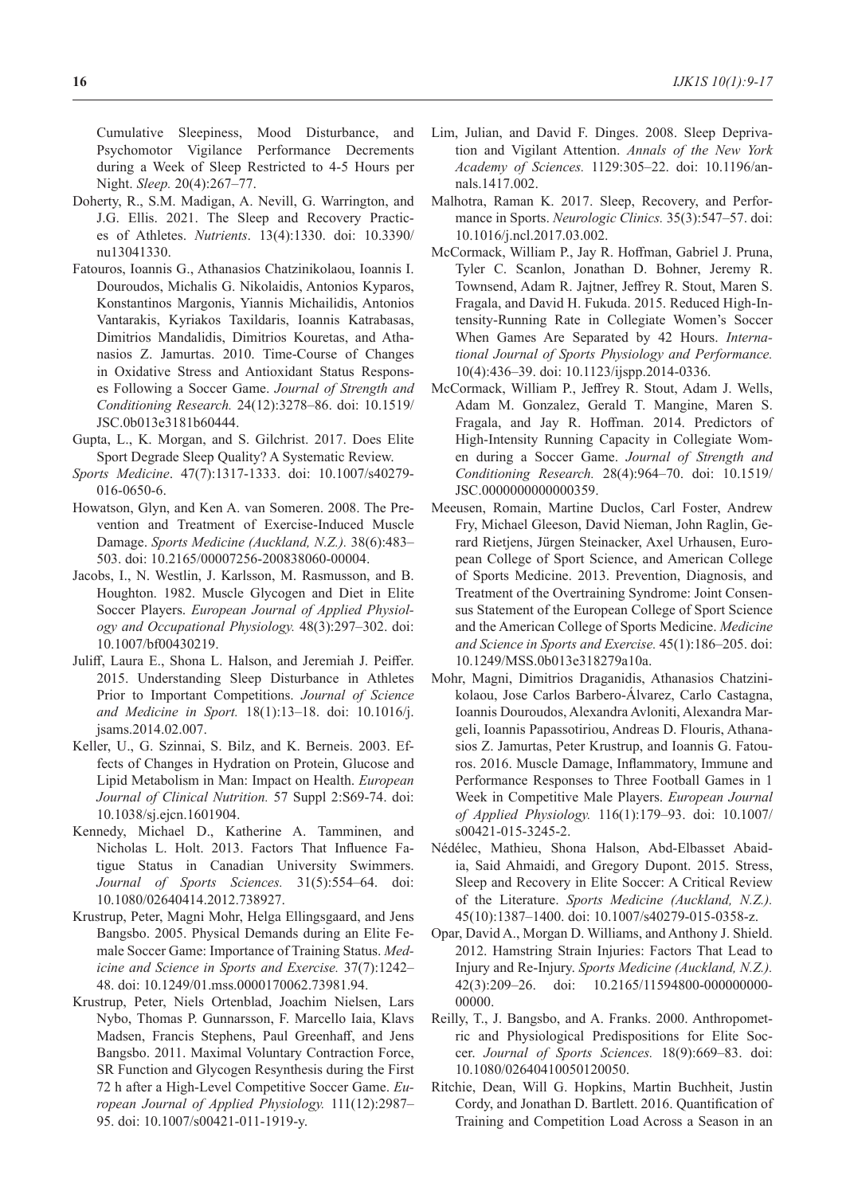Cumulative Sleepiness, Mood Disturbance, and Psychomotor Vigilance Performance Decrements during a Week of Sleep Restricted to 4-5 Hours per Night. *Sleep.* 20(4):267–77.

Doherty, R., S.M. Madigan, A. Nevill, G. Warrington, and J.G. Ellis. 2021. The Sleep and Recovery Practices of Athletes. *Nutrients*. 13(4):1330. doi: 10.3390/nu13041330.

Fatouros, Ioannis G., Athanasios Chatzinikolaou, Ioannis I. Douroudos, Michalis G. Nikolaidis, Antonios Kyparos, Konstantinos Margonis, Yiannis Michailidis, Antonios Vantarakis, Kyriakos Taxildaris, Ioannis Katrabasas, Dimitrios Mandalidis, Dimitrios Kouretas, and Athanasios Z. Jamurtas. 2010. Time-Course of Changes in Oxidative Stress and Antioxidant Status Responses Following a Soccer Game. *Journal of Strength and Conditioning Research.* 24(12):3278–86. doi: 10.1519/JSC.0b013e3181b60444.

Gupta, L., K. Morgan, and S. Gilchrist. 2017. Does Elite Sport Degrade Sleep Quality? A Systematic Review. *Sports Medicine*. 47(7):1317-1333. doi: 10.1007/s40279-016-0650-6.

Howatson, Glyn, and Ken A. van Someren. 2008. The Prevention and Treatment of Exercise-Induced Muscle Damage. *Sports Medicine (Auckland, N.Z.).* 38(6):483–503. doi: 10.2165/00007256-200838060-00004.

Jacobs, I., N. Westlin, J. Karlsson, M. Rasmusson, and B. Houghton. 1982. Muscle Glycogen and Diet in Elite Soccer Players. *European Journal of Applied Physiology and Occupational Physiology.* 48(3):297–302. doi: 10.1007/bf00430219.

Juliff, Laura E., Shona L. Halson, and Jeremiah J. Peiffer. 2015. Understanding Sleep Disturbance in Athletes Prior to Important Competitions. *Journal of Science and Medicine in Sport.* 18(1):13–18. doi: 10.1016/j.jsams.2014.02.007.

Keller, U., G. Szinnai, S. Bilz, and K. Berneis. 2003. Effects of Changes in Hydration on Protein, Glucose and Lipid Metabolism in Man: Impact on Health. *European Journal of Clinical Nutrition.* 57 Suppl 2:S69-74. doi: 10.1038/sj.ejcn.1601904.

Kennedy, Michael D., Katherine A. Tamminen, and Nicholas L. Holt. 2013. Factors That Influence Fatigue Status in Canadian University Swimmers. *Journal of Sports Sciences.* 31(5):554–64. doi: 10.1080/02640414.2012.738927.

Krustrup, Peter, Magni Mohr, Helga Ellingsgaard, and Jens Bangsbo. 2005. Physical Demands during an Elite Female Soccer Game: Importance of Training Status. *Medicine and Science in Sports and Exercise.* 37(7):1242–48. doi: 10.1249/01.mss.0000170062.73981.94.

Krustrup, Peter, Niels Ortenblad, Joachim Nielsen, Lars Nybo, Thomas P. Gunnarsson, F. Marcello Iaia, Klavs Madsen, Francis Stephens, Paul Greenhaff, and Jens Bangsbo. 2011. Maximal Voluntary Contraction Force, SR Function and Glycogen Resynthesis during the First 72 h after a High-Level Competitive Soccer Game. *European Journal of Applied Physiology.* 111(12):2987–95. doi: 10.1007/s00421-011-1919-y.

Lim, Julian, and David F. Dinges. 2008. Sleep Deprivation and Vigilant Attention. *Annals of the New York Academy of Sciences.* 1129:305–22. doi: 10.1196/annals.1417.002.

Malhotra, Raman K. 2017. Sleep, Recovery, and Performance in Sports. *Neurologic Clinics.* 35(3):547–57. doi: 10.1016/j.ncl.2017.03.002.

McCormack, William P., Jay R. Hoffman, Gabriel J. Pruna, Tyler C. Scanlon, Jonathan D. Bohner, Jeremy R. Townsend, Adam R. Jajtner, Jeffrey R. Stout, Maren S. Fragala, and David H. Fukuda. 2015. Reduced High-Intensity-Running Rate in Collegiate Women's Soccer When Games Are Separated by 42 Hours. *International Journal of Sports Physiology and Performance.* 10(4):436–39. doi: 10.1123/ijspp.2014-0336.

McCormack, William P., Jeffrey R. Stout, Adam J. Wells, Adam M. Gonzalez, Gerald T. Mangine, Maren S. Fragala, and Jay R. Hoffman. 2014. Predictors of High-Intensity Running Capacity in Collegiate Women during a Soccer Game. *Journal of Strength and Conditioning Research.* 28(4):964–70. doi: 10.1519/JSC.0000000000000359.

Meeusen, Romain, Martine Duclos, Carl Foster, Andrew Fry, Michael Gleeson, David Nieman, John Raglin, Gerard Rietjens, Jürgen Steinacker, Axel Urhausen, European College of Sport Science, and American College of Sports Medicine. 2013. Prevention, Diagnosis, and Treatment of the Overtraining Syndrome: Joint Consensus Statement of the European College of Sport Science and the American College of Sports Medicine. *Medicine and Science in Sports and Exercise.* 45(1):186–205. doi: 10.1249/MSS.0b013e318279a10a.

Mohr, Magni, Dimitrios Draganidis, Athanasios Chatzinikolaou, Jose Carlos Barbero-Álvarez, Carlo Castagna, Ioannis Douroudos, Alexandra Avloniti, Alexandra Margeli, Ioannis Papassotiriou, Andreas D. Flouris, Athanasios Z. Jamurtas, Peter Krustrup, and Ioannis G. Fatouros. 2016. Muscle Damage, Inflammatory, Immune and Performance Responses to Three Football Games in 1 Week in Competitive Male Players. *European Journal of Applied Physiology.* 116(1):179–93. doi: 10.1007/s00421-015-3245-2.

Nédélec, Mathieu, Shona Halson, Abd-Elbasset Abaidia, Said Ahmaidi, and Gregory Dupont. 2015. Stress, Sleep and Recovery in Elite Soccer: A Critical Review of the Literature. *Sports Medicine (Auckland, N.Z.).* 45(10):1387–1400. doi: 10.1007/s40279-015-0358-z.

Opar, David A., Morgan D. Williams, and Anthony J. Shield. 2012. Hamstring Strain Injuries: Factors That Lead to Injury and Re-Injury. *Sports Medicine (Auckland, N.Z.).* 42(3):209–26. doi: 10.2165/11594800-000000000-00000.

Reilly, T., J. Bangsbo, and A. Franks. 2000. Anthropometric and Physiological Predispositions for Elite Soccer. *Journal of Sports Sciences.* 18(9):669–83. doi: 10.1080/02640410050120050.

Ritchie, Dean, Will G. Hopkins, Martin Buchheit, Justin Cordy, and Jonathan D. Bartlett. 2016. Quantification of Training and Competition Load Across a Season in an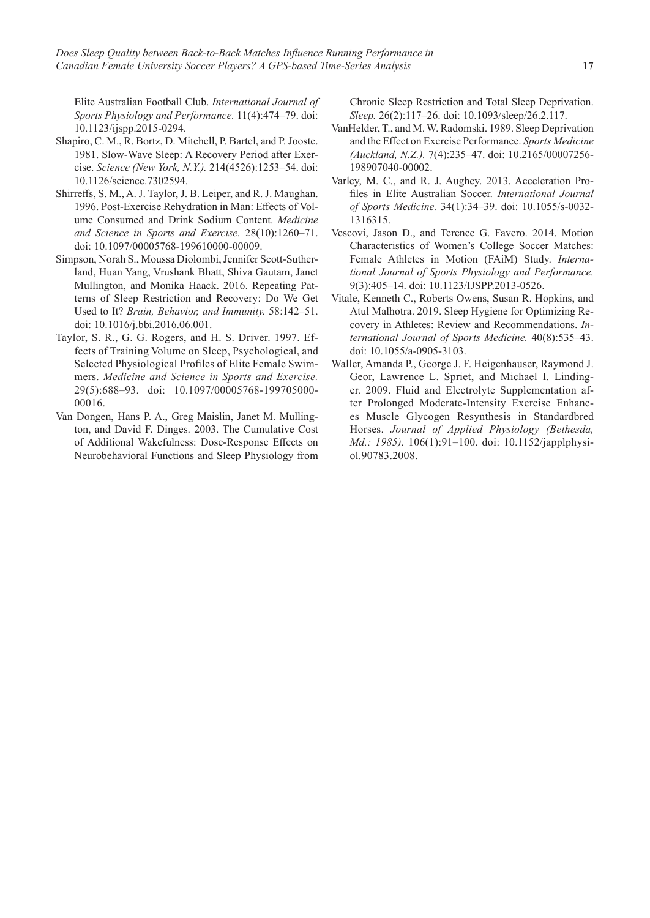Elite Australian Football Club. *International Journal of Sports Physiology and Performance.* 11(4):474–79. doi: 10.1123/ijspp.2015-0294.

Shapiro, C. M., R. Bortz, D. Mitchell, P. Bartel, and P. Jooste. 1981. Slow-Wave Sleep: A Recovery Period after Exercise. *Science (New York, N.Y.).* 214(4526):1253–54. doi: 10.1126/science.7302594.

Shirreffs, S. M., A. J. Taylor, J. B. Leiper, and R. J. Maughan. 1996. Post-Exercise Rehydration in Man: Effects of Volume Consumed and Drink Sodium Content. *Medicine and Science in Sports and Exercise.* 28(10):1260–71. doi: 10.1097/00005768-199610000-00009.

Simpson, Norah S., Moussa Diolombi, Jennifer Scott-Sutherland, Huan Yang, Vrushank Bhatt, Shiva Gautam, Janet Mullington, and Monika Haack. 2016. Repeating Patterns of Sleep Restriction and Recovery: Do We Get Used to It? *Brain, Behavior, and Immunity.* 58:142–51. doi: 10.1016/j.bbi.2016.06.001.

Taylor, S. R., G. G. Rogers, and H. S. Driver. 1997. Effects of Training Volume on Sleep, Psychological, and Selected Physiological Profiles of Elite Female Swimmers. *Medicine and Science in Sports and Exercise.* 29(5):688–93. doi: 10.1097/00005768-199705000-00016.

Van Dongen, Hans P. A., Greg Maislin, Janet M. Mullington, and David F. Dinges. 2003. The Cumulative Cost of Additional Wakefulness: Dose-Response Effects on Neurobehavioral Functions and Sleep Physiology from Chronic Sleep Restriction and Total Sleep Deprivation. *Sleep.* 26(2):117–26. doi: 10.1093/sleep/26.2.117.

VanHelder, T., and M. W. Radomski. 1989. Sleep Deprivation and the Effect on Exercise Performance. *Sports Medicine (Auckland, N.Z.).* 7(4):235–47. doi: 10.2165/00007256-198907040-00002.

Varley, M. C., and R. J. Aughey. 2013. Acceleration Profiles in Elite Australian Soccer. *International Journal of Sports Medicine.* 34(1):34–39. doi: 10.1055/s-0032-1316315.

Vescovi, Jason D., and Terence G. Favero. 2014. Motion Characteristics of Women's College Soccer Matches: Female Athletes in Motion (FAiM) Study. *International Journal of Sports Physiology and Performance.* 9(3):405–14. doi: 10.1123/IJSPP.2013-0526.

Vitale, Kenneth C., Roberts Owens, Susan R. Hopkins, and Atul Malhotra. 2019. Sleep Hygiene for Optimizing Recovery in Athletes: Review and Recommendations. *International Journal of Sports Medicine.* 40(8):535–43. doi: 10.1055/a-0905-3103.

Waller, Amanda P., George J. F. Heigenhauser, Raymond J. Geor, Lawrence L. Spriet, and Michael I. Lindinger. 2009. Fluid and Electrolyte Supplementation after Prolonged Moderate-Intensity Exercise Enhances Muscle Glycogen Resynthesis in Standardbred Horses. *Journal of Applied Physiology (Bethesda, Md.: 1985).* 106(1):91–100. doi: 10.1152/japplphysiol.90783.2008.